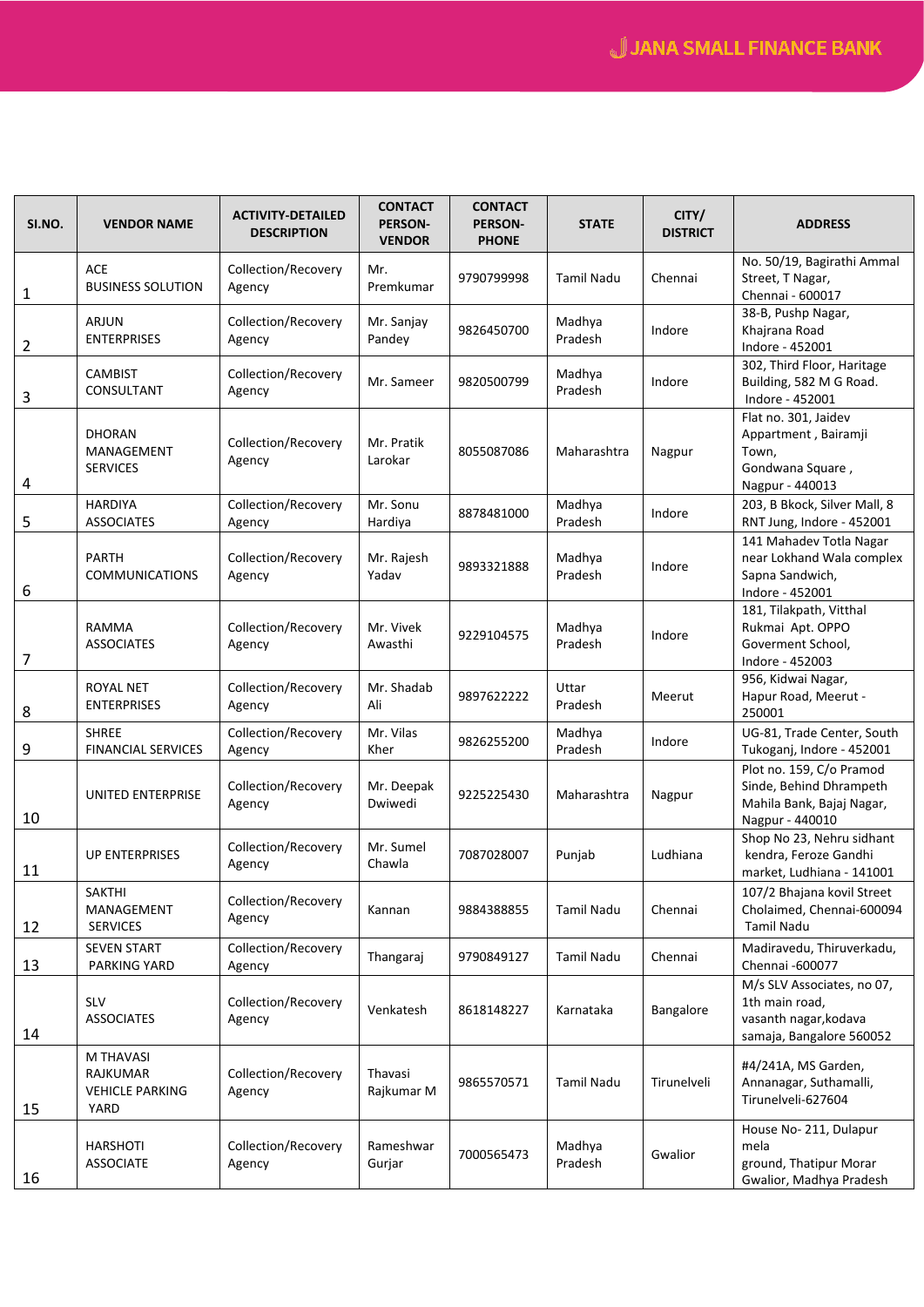| SI.NO. | VENDOR NAME | ACTIVITY-DETAILED DESCRIPTION | CONTACT PERSON-VENDOR | CONTACT PERSON-PHONE | STATE | CITY/ DISTRICT | ADDRESS |
|---|---|---|---|---|---|---|---|
| 1 | ACE BUSINESS SOLUTION | Collection/Recovery Agency | Mr. Premkumar | 9790799998 | Tamil Nadu | Chennai | No. 50/19, Bagirathi Ammal Street, T Nagar, Chennai - 600017 |
| 2 | ARJUN ENTERPRISES | Collection/Recovery Agency | Mr. Sanjay Pandey | 9826450700 | Madhya Pradesh | Indore | 38-B, Pushp Nagar, Khajrana Road Indore - 452001 |
| 3 | CAMBIST CONSULTANT | Collection/Recovery Agency | Mr. Sameer | 9820500799 | Madhya Pradesh | Indore | 302, Third Floor, Heritage Building, 582 M G Road. Indore - 452001 |
| 4 | DHORAN MANAGEMENT SERVICES | Collection/Recovery Agency | Mr. Pratik Larokar | 8055087086 | Maharashtra | Nagpur | Flat no. 301, Jaidev Appartment , Bairamji Town, Gondwana Square , Nagpur - 440013 |
| 5 | HARDIYA ASSOCIATES | Collection/Recovery Agency | Mr. Sonu Hardiya | 8878481000 | Madhya Pradesh | Indore | 203, B Bkock, Silver Mall, 8 RNT Jung, Indore - 452001 |
| 6 | PARTH COMMUNICATIONS | Collection/Recovery Agency | Mr. Rajesh Yadav | 9893321888 | Madhya Pradesh | Indore | 141 Mahadev Totla Nagar near Lokhand Wala complex Sapna Sandwich, Indore - 452001 |
| 7 | RAMMA ASSOCIATES | Collection/Recovery Agency | Mr. Vivek Awasthi | 9229104575 | Madhya Pradesh | Indore | 181, Tilakpath, Vitthal Rukmai Apt. OPPO Goverment School, Indore - 452003 |
| 8 | ROYAL NET ENTERPRISES | Collection/Recovery Agency | Mr. Shadab Ali | 9897622222 | Uttar Pradesh | Meerut | 956, Kidwai Nagar, Hapur Road, Meerut - 250001 |
| 9 | SHREE FINANCIAL SERVICES | Collection/Recovery Agency | Mr. Vilas Kher | 9826255200 | Madhya Pradesh | Indore | UG-81, Trade Center, South Tukoganj, Indore - 452001 |
| 10 | UNITED ENTERPRISE | Collection/Recovery Agency | Mr. Deepak Dwiwedi | 9225225430 | Maharashtra | Nagpur | Plot no. 159, C/o Pramod Sinde, Behind Dhrampeth Mahila Bank, Bajaj Nagar, Nagpur - 440010 |
| 11 | UP ENTERPRISES | Collection/Recovery Agency | Mr. Sumel Chawla | 7087028007 | Punjab | Ludhiana | Shop No 23, Nehru sidhant kendra, Feroze Gandhi market, Ludhiana - 141001 |
| 12 | SAKTHI MANAGEMENT SERVICES | Collection/Recovery Agency | Kannan | 9884388855 | Tamil Nadu | Chennai | 107/2 Bhajana kovil Street Cholaimed, Chennai-600094 Tamil Nadu |
| 13 | SEVEN START PARKING YARD | Collection/Recovery Agency | Thangaraj | 9790849127 | Tamil Nadu | Chennai | Madiravedu, Thiruverkadu, Chennai -600077 |
| 14 | SLV ASSOCIATES | Collection/Recovery Agency | Venkatesh | 8618148227 | Karnataka | Bangalore | M/s SLV Associates, no 07, 1th main road, vasanth nagar,kodava samaja, Bangalore 560052 |
| 15 | M THAVASI RAJKUMAR VEHICLE PARKING YARD | Collection/Recovery Agency | Thavasi Rajkumar M | 9865570571 | Tamil Nadu | Tirunelveli | #4/241A, MS Garden, Annanagar, Suthamalli, Tirunelveli-627604 |
| 16 | HARSHOTI ASSOCIATE | Collection/Recovery Agency | Rameshwar Gurjar | 7000565473 | Madhya Pradesh | Gwalior | House No- 211, Dulapur mela ground, Thatipur Morar Gwalior, Madhya Pradesh |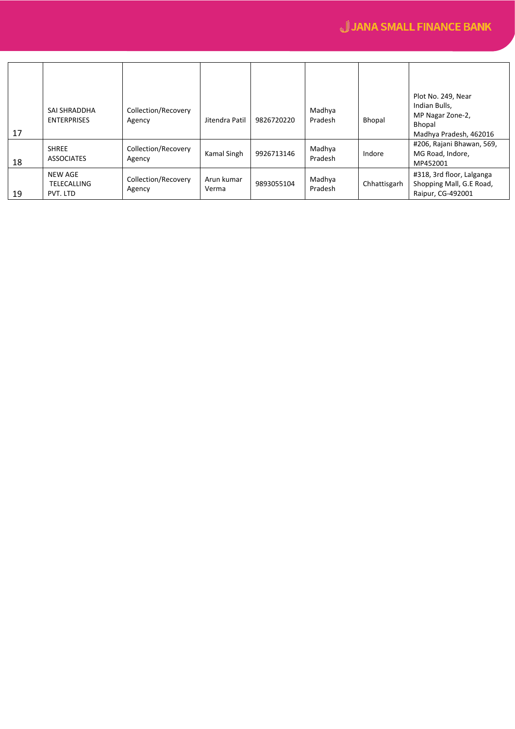| | | | | | | | |
|---|---|---|---|---|---|---|---|
| 17 | SAI SHRADDHA ENTERPRISES | Collection/Recovery Agency | Jitendra Patil | 9826720220 | Madhya Pradesh | Bhopal | Plot No. 249, Near Indian Bulls, MP Nagar Zone-2, Bhopal Madhya Pradesh, 462016 |
| 18 | SHREE ASSOCIATES | Collection/Recovery Agency | Kamal Singh | 9926713146 | Madhya Pradesh | Indore | #206, Rajani Bhawan, 569, MG Road, Indore, MP452001 |
| 19 | NEW AGE TELECALLING PVT. LTD | Collection/Recovery Agency | Arun kumar Verma | 9893055104 | Madhya Pradesh | Chhattisgarh | #318, 3rd floor, Lalganga Shopping Mall, G.E Road, Raipur, CG-492001 |